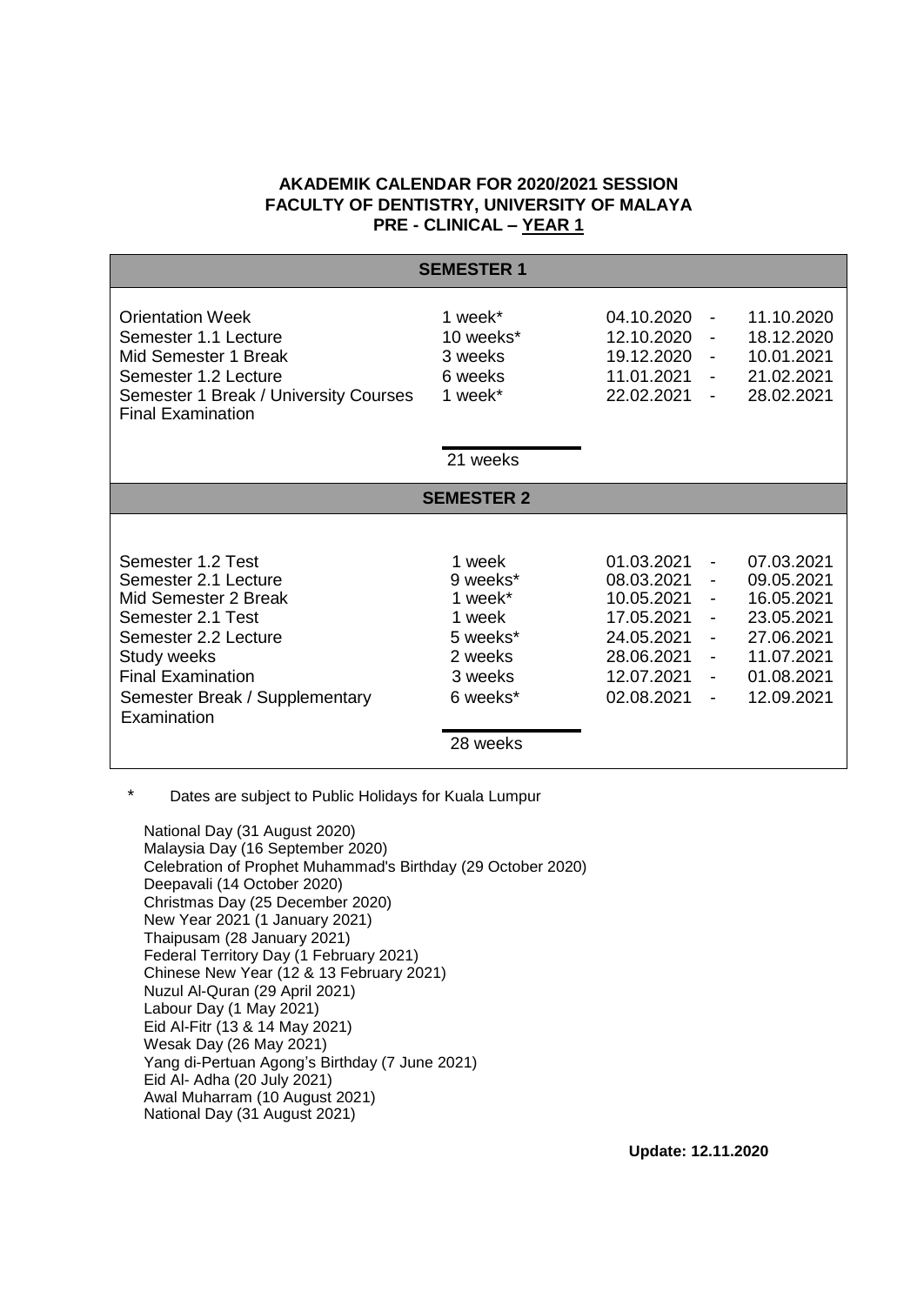**AKADEMIK CALENDAR FOR 2020/2021 SESSION**
**FACULTY OF DENTISTRY, UNIVERSITY OF MALAYA**
**PRE - CLINICAL – YEAR 1**

| **SEMESTER 1** | | | | |
|---|---|---|---|---|
| Orientation Week | 1 week* | 04.10.2020 | - | 11.10.2020 |
| Semester 1.1 Lecture | 10 weeks* | 12.10.2020 | - | 18.12.2020 |
| Mid Semester 1 Break | 3 weeks | 19.12.2020 | - | 10.01.2021 |
| Semester 1.2 Lecture | 6 weeks | 11.01.2021 | - | 21.02.2021 |
| Semester 1 Break / University Courses Final Examination | 1 week* | 22.02.2021 | - | 28.02.2021 |
| | 21 weeks | | | |
| **SEMESTER 2** | | | | |
| Semester 1.2 Test | 1 week | 01.03.2021 | - | 07.03.2021 |
| Semester 2.1 Lecture | 9 weeks* | 08.03.2021 | - | 09.05.2021 |
| Mid Semester 2 Break | 1 week* | 10.05.2021 | - | 16.05.2021 |
| Semester 2.1 Test | 1 week | 17.05.2021 | - | 23.05.2021 |
| Semester 2.2 Lecture | 5 weeks* | 24.05.2021 | - | 27.06.2021 |
| Study weeks | 2 weeks | 28.06.2021 | - | 11.07.2021 |
| Final Examination | 3 weeks | 12.07.2021 | - | 01.08.2021 |
| Semester Break / Supplementary Examination | 6 weeks* | 02.08.2021 | - | 12.09.2021 |
| | 28 weeks | | | |

\* Dates are subject to Public Holidays for Kuala Lumpur

National Day (31 August 2020)
Malaysia Day (16 September 2020)
Celebration of Prophet Muhammad's Birthday (29 October 2020)
Deepavali (14 October 2020)
Christmas Day (25 December 2020)
New Year 2021 (1 January 2021)
Thaipusam (28 January 2021)
Federal Territory Day (1 February 2021)
Chinese New Year (12 & 13 February 2021)
Nuzul Al-Quran (29 April 2021)
Labour Day (1 May 2021)
Eid Al-Fitr (13 & 14 May 2021)
Wesak Day (26 May 2021)
Yang di-Pertuan Agong's Birthday (7 June 2021)
Eid Al- Adha (20 July 2021)
Awal Muharram (10 August 2021)
National Day (31 August 2021)

**Update: 12.11.2020**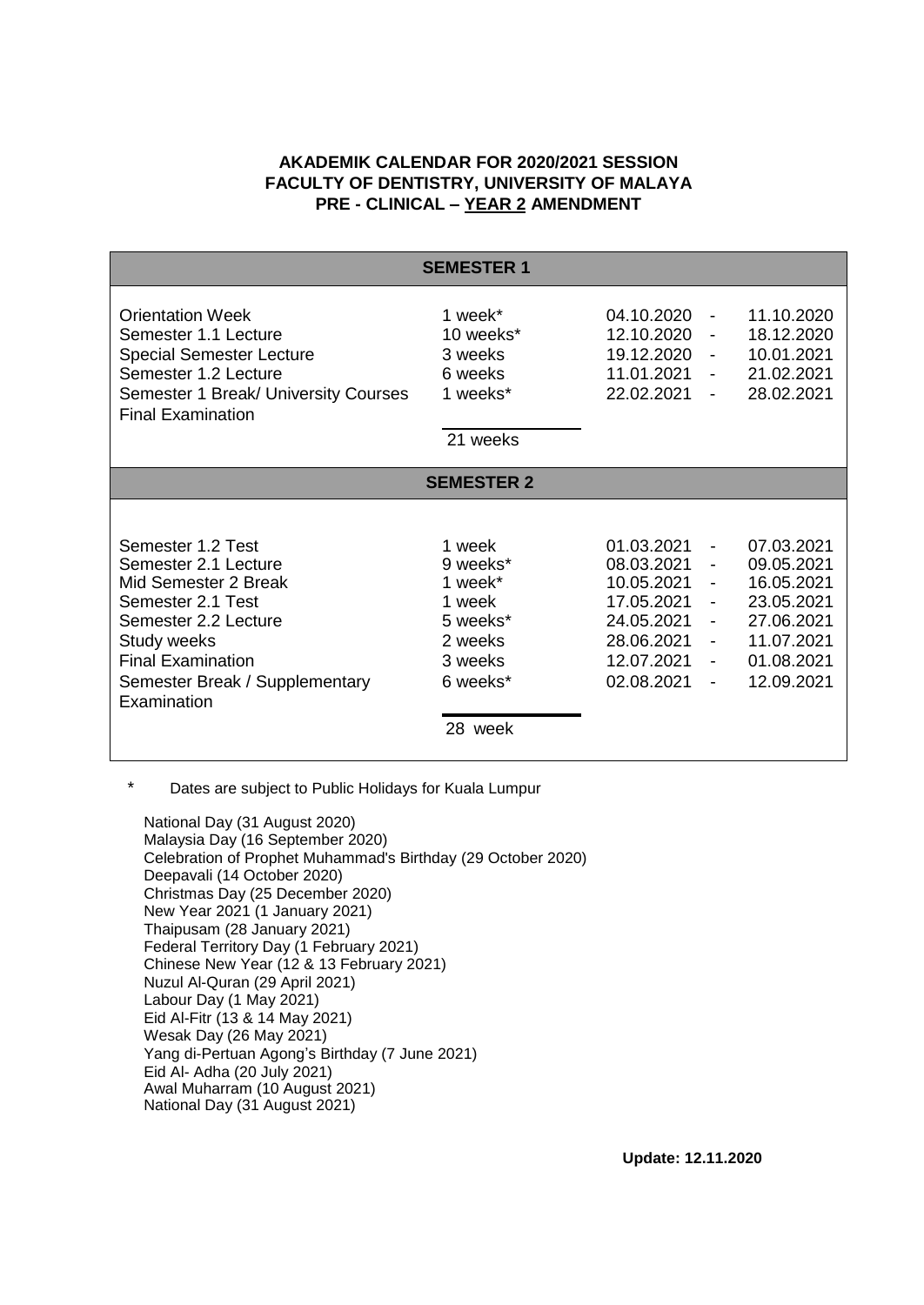**AKADEMIK CALENDAR FOR 2020/2021 SESSION**
**FACULTY OF DENTISTRY, UNIVERSITY OF MALAYA**
**PRE - CLINICAL – YEAR 2 AMENDMENT**

| **SEMESTER 1** | | | | |
|---|---|---|---|---|
| Orientation Week | 1 week* | 04.10.2020 | - | 11.10.2020 |
| Semester 1.1 Lecture | 10 weeks* | 12.10.2020 | - | 18.12.2020 |
| Special Semester Lecture | 3 weeks | 19.12.2020 | - | 10.01.2021 |
| Semester 1.2 Lecture | 6 weeks | 11.01.2021 | - | 21.02.2021 |
| Semester 1 Break/ University Courses Final Examination | 1 weeks* | 22.02.2021 | - | 28.02.2021 |
| | 21 weeks | | | |
| **SEMESTER 2** | | | | |
| Semester 1.2 Test | 1 week | 01.03.2021 | - | 07.03.2021 |
| Semester 2.1 Lecture | 9 weeks* | 08.03.2021 | - | 09.05.2021 |
| Mid Semester 2 Break | 1 week* | 10.05.2021 | - | 16.05.2021 |
| Semester 2.1 Test | 1 week | 17.05.2021 | - | 23.05.2021 |
| Semester 2.2 Lecture | 5 weeks* | 24.05.2021 | - | 27.06.2021 |
| Study weeks | 2 weeks | 28.06.2021 | - | 11.07.2021 |
| Final Examination | 3 weeks | 12.07.2021 | - | 01.08.2021 |
| Semester Break / Supplementary Examination | 6 weeks* | 02.08.2021 | - | 12.09.2021 |
| | 28 week | | | |

\* Dates are subject to Public Holidays for Kuala Lumpur

National Day (31 August 2020)
Malaysia Day (16 September 2020)
Celebration of Prophet Muhammad's Birthday (29 October 2020)
Deepavali (14 October 2020)
Christmas Day (25 December 2020)
New Year 2021 (1 January 2021)
Thaipusam (28 January 2021)
Federal Territory Day (1 February 2021)
Chinese New Year (12 & 13 February 2021)
Nuzul Al-Quran (29 April 2021)
Labour Day (1 May 2021)
Eid Al-Fitr (13 & 14 May 2021)
Wesak Day (26 May 2021)
Yang di-Pertuan Agong's Birthday (7 June 2021)
Eid Al- Adha (20 July 2021)
Awal Muharram (10 August 2021)
National Day (31 August 2021)

**Update: 12.11.2020**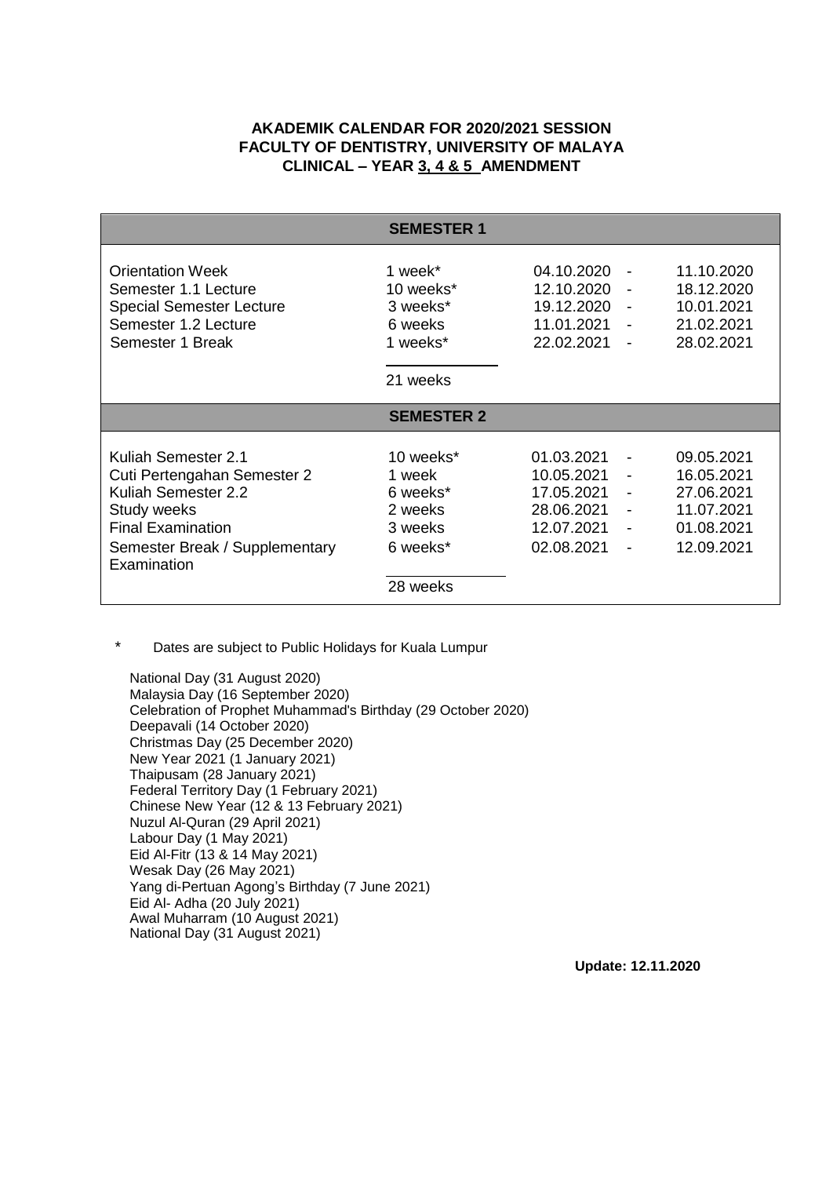**AKADEMIK CALENDAR FOR 2020/2021 SESSION**
**FACULTY OF DENTISTRY, UNIVERSITY OF MALAYA**
**CLINICAL – YEAR <u>3, 4 & 5</u> AMENDMENT**

| | | | | |
|---|---|---|---|---|
| **SEMESTER 1** | | | | |
| Orientation Week | 1 week* | 04.10.2020 | - | 11.10.2020 |
| Semester 1.1 Lecture | 10 weeks* | 12.10.2020 | - | 18.12.2020 |
| Special Semester Lecture | 3 weeks* | 19.12.2020 | - | 10.01.2021 |
| Semester 1.2 Lecture | 6 weeks | 11.01.2021 | - | 21.02.2021 |
| Semester 1 Break | 1 weeks* | 22.02.2021 | - | 28.02.2021 |
| | 21 weeks | | | |
| **SEMESTER 2** | | | | |
| Kuliah Semester 2.1 | 10 weeks* | 01.03.2021 | - | 09.05.2021 |
| Cuti Pertengahan Semester 2 | 1 week | 10.05.2021 | - | 16.05.2021 |
| Kuliah Semester 2.2 | 6 weeks* | 17.05.2021 | - | 27.06.2021 |
| Study weeks | 2 weeks | 28.06.2021 | - | 11.07.2021 |
| Final Examination | 3 weeks | 12.07.2021 | - | 01.08.2021 |
| Semester Break / Supplementary Examination | 6 weeks* | 02.08.2021 | - | 12.09.2021 |
| | 28 weeks | | | |

\* Dates are subject to Public Holidays for Kuala Lumpur

National Day (31 August 2020)
Malaysia Day (16 September 2020)
Celebration of Prophet Muhammad's Birthday (29 October 2020)
Deepavali (14 October 2020)
Christmas Day (25 December 2020)
New Year 2021 (1 January 2021)
Thaipusam (28 January 2021)
Federal Territory Day (1 February 2021)
Chinese New Year (12 & 13 February 2021)
Nuzul Al-Quran (29 April 2021)
Labour Day (1 May 2021)
Eid Al-Fitr (13 & 14 May 2021)
Wesak Day (26 May 2021)
Yang di-Pertuan Agong's Birthday (7 June 2021)
Eid Al- Adha (20 July 2021)
Awal Muharram (10 August 2021)
National Day (31 August 2021)

**Update: 12.11.2020**